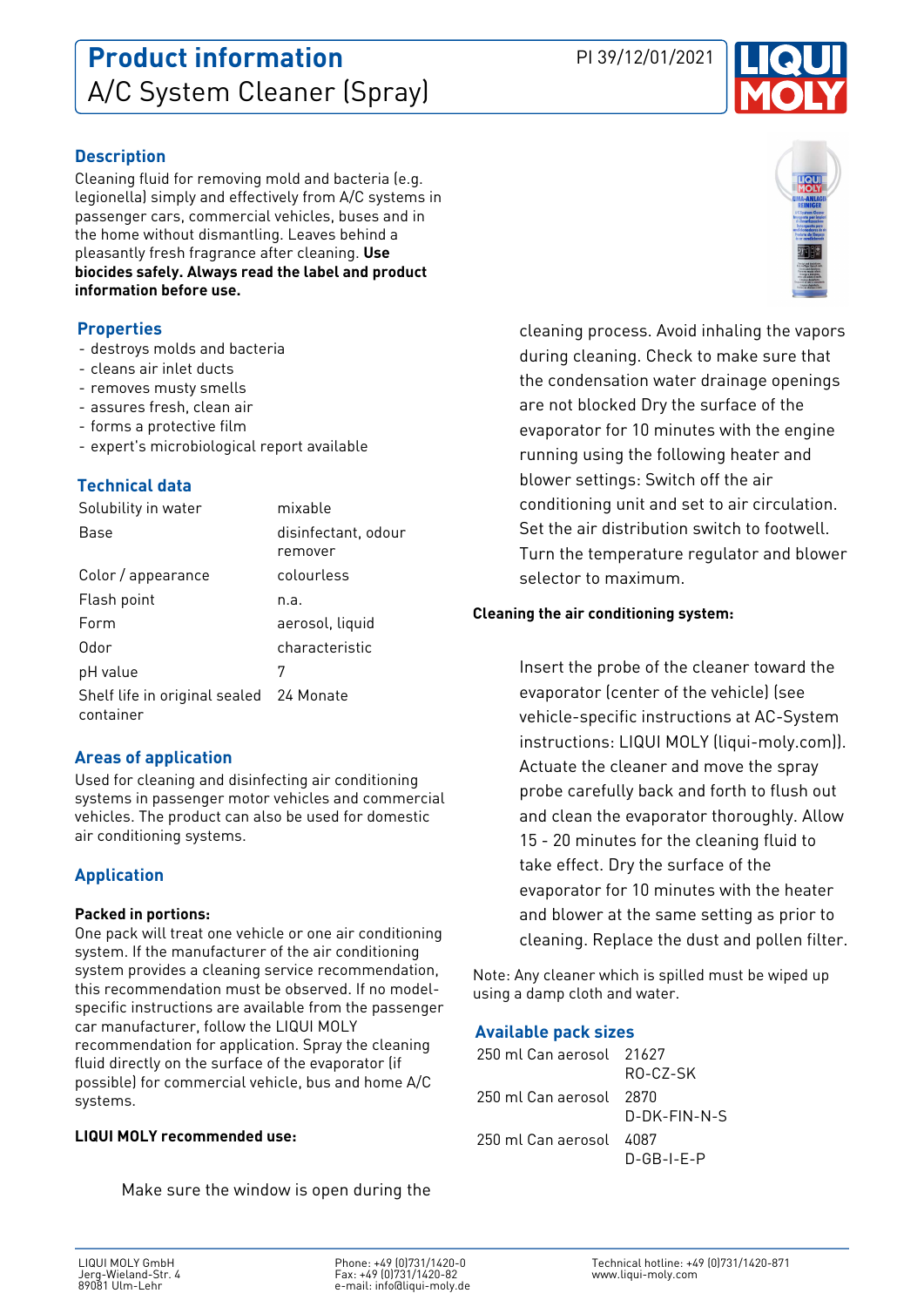# Product information
A/C System Cleaner (Spray)

PI 39/12/01/2021

## Description

Cleaning fluid for removing mold and bacteria (e.g. legionella) simply and effectively from A/C systems in passenger cars, commercial vehicles, buses and in the home without dismantling. Leaves behind a pleasantly fresh fragrance after cleaning. **Use biocides safely. Always read the label and product information before use.**

## Properties

- destroys molds and bacteria
- cleans air inlet ducts
- removes musty smells
- assures fresh, clean air
- forms a protective film
- expert's microbiological report available

## Technical data

| | |
|---|---|
| Solubility in water | mixable |
| Base | disinfectant, odour remover |
| Color / appearance | colourless |
| Flash point | n.a. |
| Form | aerosol, liquid |
| Odor | characteristic |
| pH value | 7 |
| Shelf life in original sealed container | 24 Monate |

## Areas of application

Used for cleaning and disinfecting air conditioning systems in passenger motor vehicles and commercial vehicles. The product can also be used for domestic air conditioning systems.

## Application

**Packed in portions:**

One pack will treat one vehicle or one air conditioning system. If the manufacturer of the air conditioning system provides a cleaning service recommendation, this recommendation must be observed. If no model-specific instructions are available from the passenger car manufacturer, follow the LIQUI MOLY recommendation for application. Spray the cleaning fluid directly on the surface of the evaporator (if possible) for commercial vehicle, bus and home A/C systems.

**LIQUI MOLY recommended use:**

Make sure the window is open during the cleaning process. Avoid inhaling the vapors during cleaning. Check to make sure that the condensation water drainage openings are not blocked Dry the surface of the evaporator for 10 minutes with the engine running using the following heater and blower settings: Switch off the air conditioning unit and set to air circulation. Set the air distribution switch to footwell. Turn the temperature regulator and blower selector to maximum.

**Cleaning the air conditioning system:**

Insert the probe of the cleaner toward the evaporator (center of the vehicle) (see vehicle-specific instructions at AC-System instructions: LIQUI MOLY (liqui-moly.com)). Actuate the cleaner and move the spray probe carefully back and forth to flush out and clean the evaporator thoroughly. Allow 15 - 20 minutes for the cleaning fluid to take effect. Dry the surface of the evaporator for 10 minutes with the heater and blower at the same setting as prior to cleaning. Replace the dust and pollen filter.

Note: Any cleaner which is spilled must be wiped up using a damp cloth and water.

## Available pack sizes

| | |
|---|---|
| 250 ml Can aerosol | 21627 RO-CZ-SK |
| 250 ml Can aerosol | 2870 D-DK-FIN-N-S |
| 250 ml Can aerosol | 4087 D-GB-I-E-P |

LIQUI MOLY GmbH
Jerg-Wieland-Str. 4
89081 Ulm-Lehr

Phone: +49 (0)731/1420-0
Fax: +49 (0)731/1420-82
e-mail: info@liqui-moly.de

Technical hotline: +49 (0)731/1420-871
www.liqui-moly.com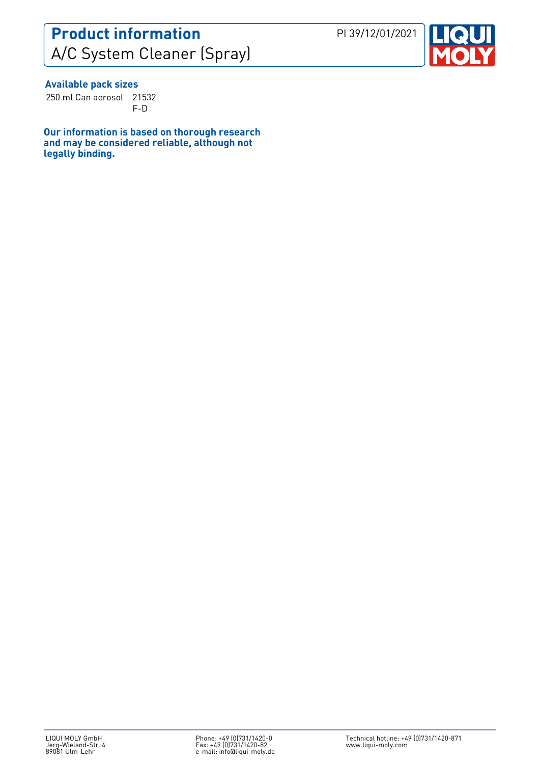**Product information**
A/C System Cleaner (Spray)

PI 39/12/01/2021

### Available pack sizes

| | |
|---|---|
| 250 ml Can aerosol | 21532<br>F-D |

**Our information is based on thorough research and may be considered reliable, although not legally binding.**

LIQUI MOLY GmbH
Jerg-Wieland-Str. 4
89081 Ulm-Lehr

Phone: +49 (0)731/1420-0
Fax: +49 (0)731/1420-82
e-mail: info@liqui-moly.de

Technical hotline: +49 (0)731/1420-871
www.liqui-moly.com